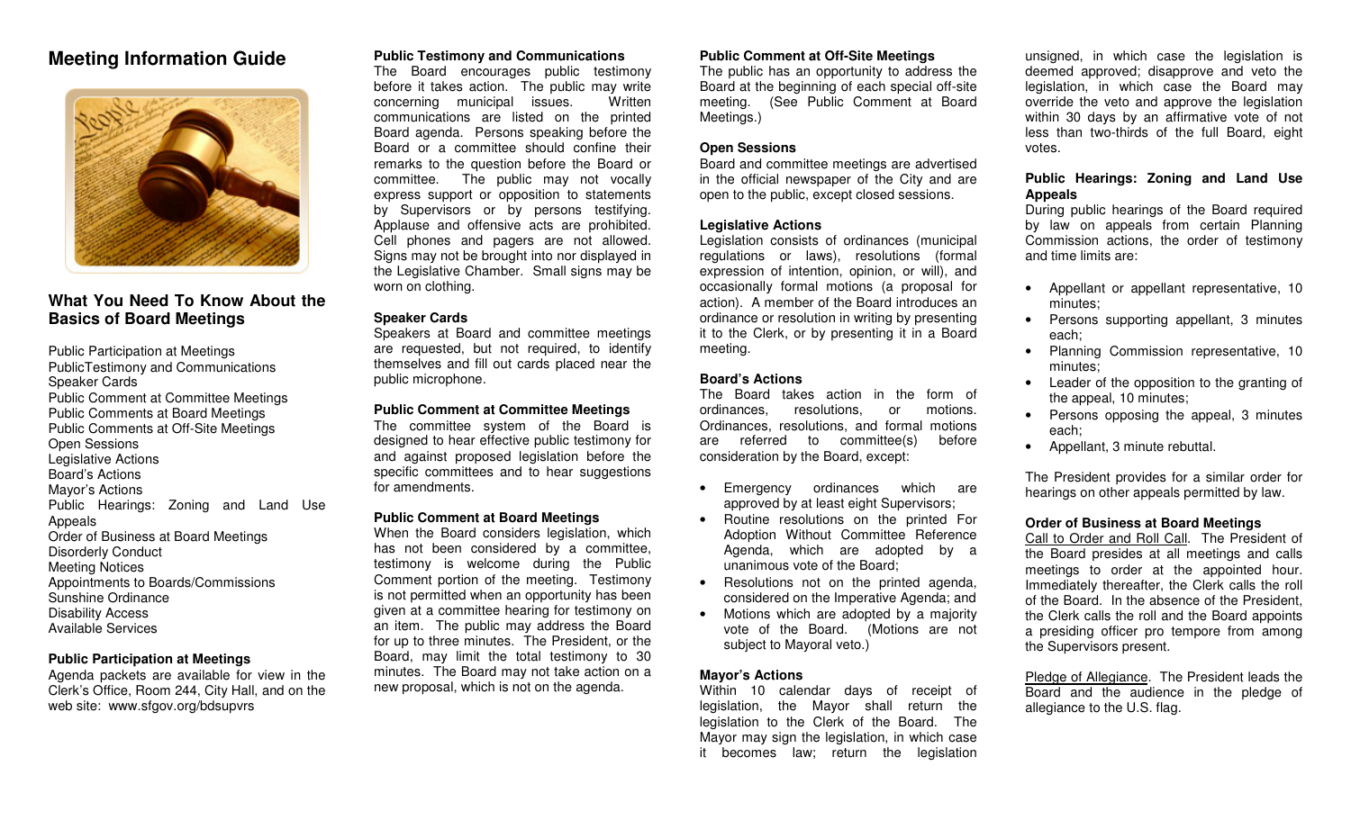# Meeting Information Guide

## What You Need To Know About the Basics of Board Meetings

Public Participation at Meetings
PublicTestimony and Communications
Speaker Cards
Public Comment at Committee Meetings
Public Comments at Board Meetings
Public Comments at Off-Site Meetings
Open Sessions
Legislative Actions
Board's Actions
Mayor's Actions
Public Hearings: Zoning and Land Use Appeals
Order of Business at Board Meetings
Disorderly Conduct
Meeting Notices
Appointments to Boards/Commissions
Sunshine Ordinance
Disability Access
Available Services

**Public Participation at Meetings**

Agenda packets are available for view in the Clerk's Office, Room 244, City Hall, and on the web site: www.sfgov.org/bdsupvrs

**Public Testimony and Communications**

The Board encourages public testimony before it takes action. The public may write concerning municipal issues. Written communications are listed on the printed Board agenda. Persons speaking before the Board or a committee should confine their remarks to the question before the Board or committee. The public may not vocally express support or opposition to statements by Supervisors or by persons testifying. Applause and offensive acts are prohibited. Cell phones and pagers are not allowed. Signs may not be brought into nor displayed in the Legislative Chamber. Small signs may be worn on clothing.

**Speaker Cards**

Speakers at Board and committee meetings are requested, but not required, to identify themselves and fill out cards placed near the public microphone.

**Public Comment at Committee Meetings**

The committee system of the Board is designed to hear effective public testimony for and against proposed legislation before the specific committees and to hear suggestions for amendments.

**Public Comment at Board Meetings**

When the Board considers legislation, which has not been considered by a committee, testimony is welcome during the Public Comment portion of the meeting. Testimony is not permitted when an opportunity has been given at a committee hearing for testimony on an item. The public may address the Board for up to three minutes. The President, or the Board, may limit the total testimony to 30 minutes. The Board may not take action on a new proposal, which is not on the agenda.

**Public Comment at Off-Site Meetings**

The public has an opportunity to address the Board at the beginning of each special off-site meeting. (See Public Comment at Board Meetings.)

**Open Sessions**

Board and committee meetings are advertised in the official newspaper of the City and are open to the public, except closed sessions.

**Legislative Actions**

Legislation consists of ordinances (municipal regulations or laws), resolutions (formal expression of intention, opinion, or will), and occasionally formal motions (a proposal for action). A member of the Board introduces an ordinance or resolution in writing by presenting it to the Clerk, or by presenting it in a Board meeting.

**Board's Actions**

The Board takes action in the form of ordinances, resolutions, or motions. Ordinances, resolutions, and formal motions are referred to committee(s) before consideration by the Board, except:

- Emergency ordinances which are approved by at least eight Supervisors;
- Routine resolutions on the printed For Adoption Without Committee Reference Agenda, which are adopted by a unanimous vote of the Board;
- Resolutions not on the printed agenda, considered on the Imperative Agenda; and
- Motions which are adopted by a majority vote of the Board. (Motions are not subject to Mayoral veto.)

**Mayor's Actions**

Within 10 calendar days of receipt of legislation, the Mayor shall return the legislation to the Clerk of the Board. The Mayor may sign the legislation, in which case it becomes law; return the legislation unsigned, in which case the legislation is deemed approved; disapprove and veto the legislation, in which case the Board may override the veto and approve the legislation within 30 days by an affirmative vote of not less than two-thirds of the full Board, eight votes.

**Public Hearings: Zoning and Land Use Appeals**

During public hearings of the Board required by law on appeals from certain Planning Commission actions, the order of testimony and time limits are:

- Appellant or appellant representative, 10 minutes;
- Persons supporting appellant, 3 minutes each;
- Planning Commission representative, 10 minutes;
- Leader of the opposition to the granting of the appeal, 10 minutes;
- Persons opposing the appeal, 3 minutes each;
- Appellant, 3 minute rebuttal.

The President provides for a similar order for hearings on other appeals permitted by law.

**Order of Business at Board Meetings**

Call to Order and Roll Call. The President of the Board presides at all meetings and calls meetings to order at the appointed hour. Immediately thereafter, the Clerk calls the roll of the Board. In the absence of the President, the Clerk calls the roll and the Board appoints a presiding officer pro tempore from among the Supervisors present.

Pledge of Allegiance. The President leads the Board and the audience in the pledge of allegiance to the U.S. flag.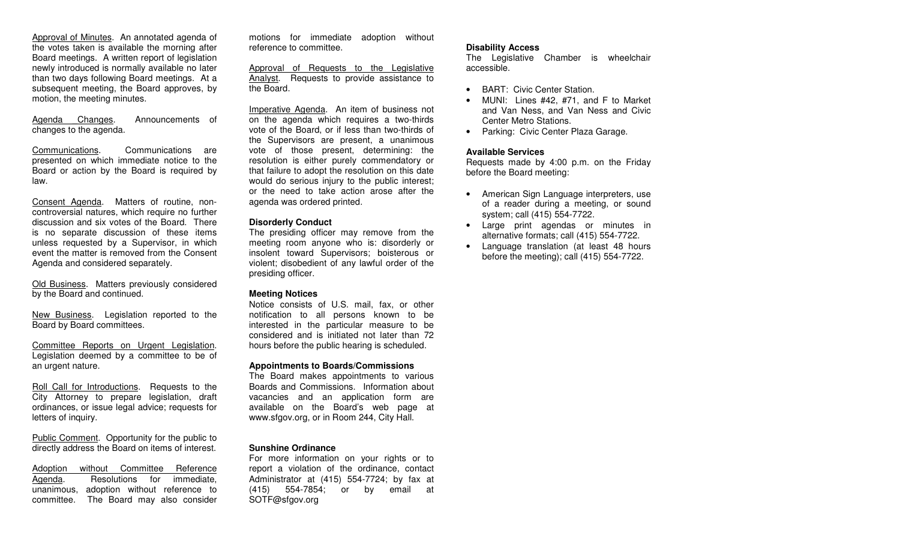Approval of Minutes. An annotated agenda of the votes taken is available the morning after Board meetings. A written report of legislation newly introduced is normally available no later than two days following Board meetings. At a subsequent meeting, the Board approves, by motion, the meeting minutes.

Agenda Changes. Announcements of changes to the agenda.

Communications. Communications are presented on which immediate notice to the Board or action by the Board is required by law.

Consent Agenda. Matters of routine, non-controversial natures, which require no further discussion and six votes of the Board. There is no separate discussion of these items unless requested by a Supervisor, in which event the matter is removed from the Consent Agenda and considered separately.

Old Business. Matters previously considered by the Board and continued.

New Business. Legislation reported to the Board by Board committees.

Committee Reports on Urgent Legislation. Legislation deemed by a committee to be of an urgent nature.

Roll Call for Introductions. Requests to the City Attorney to prepare legislation, draft ordinances, or issue legal advice; requests for letters of inquiry.

Public Comment. Opportunity for the public to directly address the Board on items of interest.

Adoption without Committee Reference Agenda. Resolutions for immediate, unanimous, adoption without reference to committee. The Board may also consider motions for immediate adoption without reference to committee.

Approval of Requests to the Legislative Analyst. Requests to provide assistance to the Board.

Imperative Agenda. An item of business not on the agenda which requires a two-thirds vote of the Board, or if less than two-thirds of the Supervisors are present, a unanimous vote of those present, determining: the resolution is either purely commendatory or that failure to adopt the resolution on this date would do serious injury to the public interest; or the need to take action arose after the agenda was ordered printed.

**Disorderly Conduct**

The presiding officer may remove from the meeting room anyone who is: disorderly or insolent toward Supervisors; boisterous or violent; disobedient of any lawful order of the presiding officer.

**Meeting Notices**

Notice consists of U.S. mail, fax, or other notification to all persons known to be interested in the particular measure to be considered and is initiated not later than 72 hours before the public hearing is scheduled.

**Appointments to Boards/Commissions**

The Board makes appointments to various Boards and Commissions. Information about vacancies and an application form are available on the Board's web page at www.sfgov.org, or in Room 244, City Hall.

**Sunshine Ordinance**

For more information on your rights or to report a violation of the ordinance, contact Administrator at (415) 554-7724; by fax at (415) 554-7854; or by email at SOTF@sfgov.org

**Disability Access**

The Legislative Chamber is wheelchair accessible.

- BART: Civic Center Station.
- MUNI: Lines #42, #71, and F to Market and Van Ness, and Van Ness and Civic Center Metro Stations.
- Parking: Civic Center Plaza Garage.

**Available Services**

Requests made by 4:00 p.m. on the Friday before the Board meeting:

- American Sign Language interpreters, use of a reader during a meeting, or sound system; call (415) 554-7722.
- Large print agendas or minutes in alternative formats; call (415) 554-7722.
- Language translation (at least 48 hours before the meeting); call (415) 554-7722.